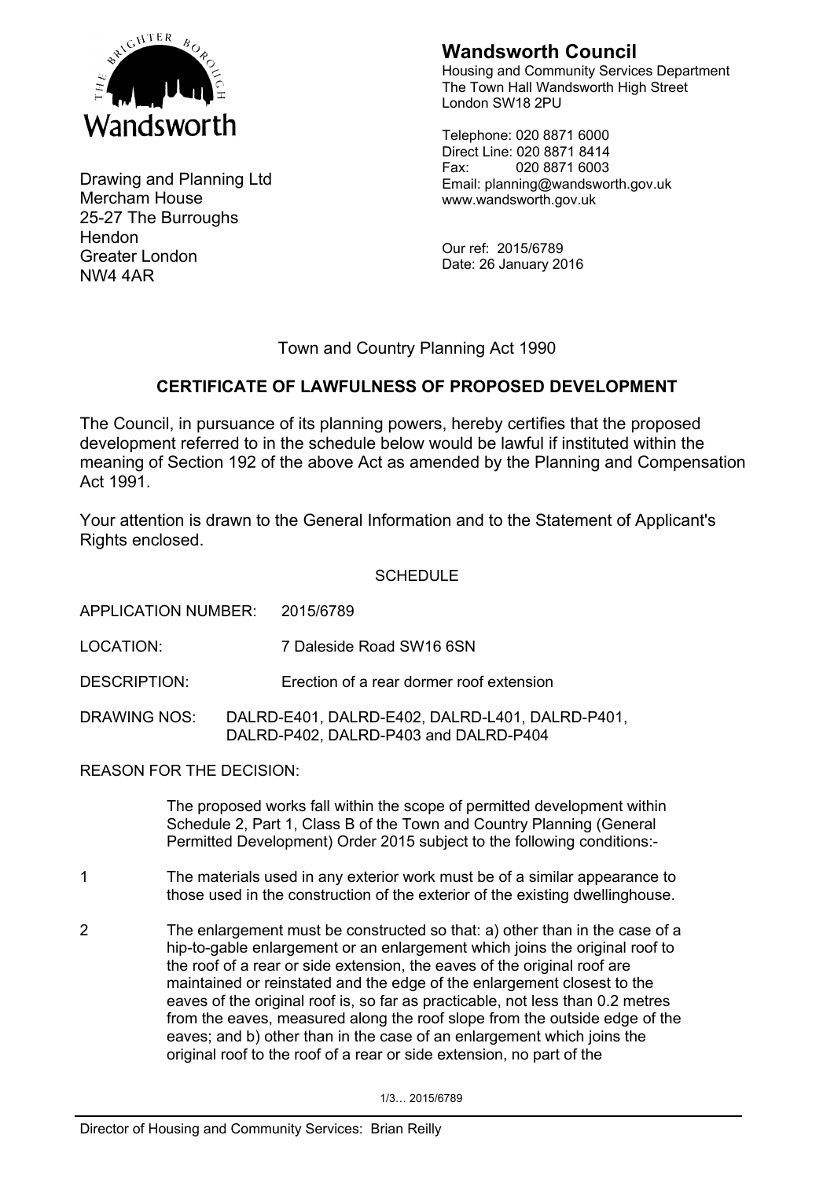Wandsworth

**Wandsworth Council**
Housing and Community Services Department
The Town Hall Wandsworth High Street
London SW18 2PU

Telephone: 020 8871 6000
Direct Line: 020 8871 8414
Fax: 020 8871 6003
Email: planning@wandsworth.gov.uk
www.wandsworth.gov.uk

Drawing and Planning Ltd
Mercham House
25-27 The Burroughs
Hendon
Greater London
NW4 4AR

Our ref: 2015/6789
Date: 26 January 2016

Town and Country Planning Act 1990

## CERTIFICATE OF LAWFULNESS OF PROPOSED DEVELOPMENT

The Council, in pursuance of its planning powers, hereby certifies that the proposed development referred to in the schedule below would be lawful if instituted within the meaning of Section 192 of the above Act as amended by the Planning and Compensation Act 1991.

Your attention is drawn to the General Information and to the Statement of Applicant's Rights enclosed.

SCHEDULE

APPLICATION NUMBER: 2015/6789

LOCATION: 7 Daleside Road SW16 6SN

DESCRIPTION: Erection of a rear dormer roof extension

DRAWING NOS: DALRD-E401, DALRD-E402, DALRD-L401, DALRD-P401, DALRD-P402, DALRD-P403 and DALRD-P404

REASON FOR THE DECISION:

The proposed works fall within the scope of permitted development within Schedule 2, Part 1, Class B of the Town and Country Planning (General Permitted Development) Order 2015 subject to the following conditions:-

1. The materials used in any exterior work must be of a similar appearance to those used in the construction of the exterior of the existing dwellinghouse.

2. The enlargement must be constructed so that: a) other than in the case of a hip-to-gable enlargement or an enlargement which joins the original roof to the roof of a rear or side extension, the eaves of the original roof are maintained or reinstated and the edge of the enlargement closest to the eaves of the original roof is, so far as practicable, not less than 0.2 metres from the eaves, measured along the roof slope from the outside edge of the eaves; and b) other than in the case of an enlargement which joins the original roof to the roof of a rear or side extension, no part of the

Director of Housing and Community Services: Brian Reilly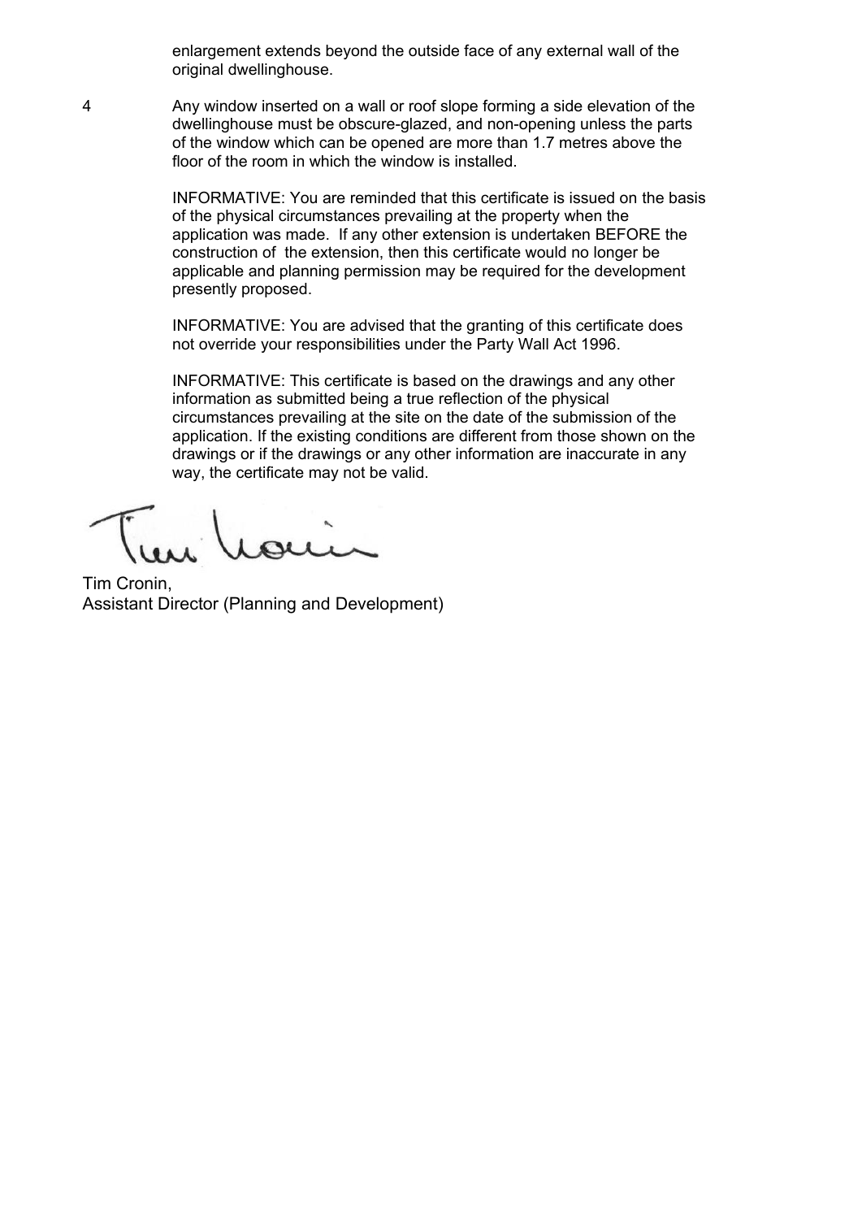enlargement extends beyond the outside face of any external wall of the original dwellinghouse.

4 Any window inserted on a wall or roof slope forming a side elevation of the dwellinghouse must be obscure-glazed, and non-opening unless the parts of the window which can be opened are more than 1.7 metres above the floor of the room in which the window is installed.

INFORMATIVE: You are reminded that this certificate is issued on the basis of the physical circumstances prevailing at the property when the application was made. If any other extension is undertaken BEFORE the construction of the extension, then this certificate would no longer be applicable and planning permission may be required for the development presently proposed.

INFORMATIVE: You are advised that the granting of this certificate does not override your responsibilities under the Party Wall Act 1996.

INFORMATIVE: This certificate is based on the drawings and any other information as submitted being a true reflection of the physical circumstances prevailing at the site on the date of the submission of the application. If the existing conditions are different from those shown on the drawings or if the drawings or any other information are inaccurate in any way, the certificate may not be valid.

Tim Cronin,
Assistant Director (Planning and Development)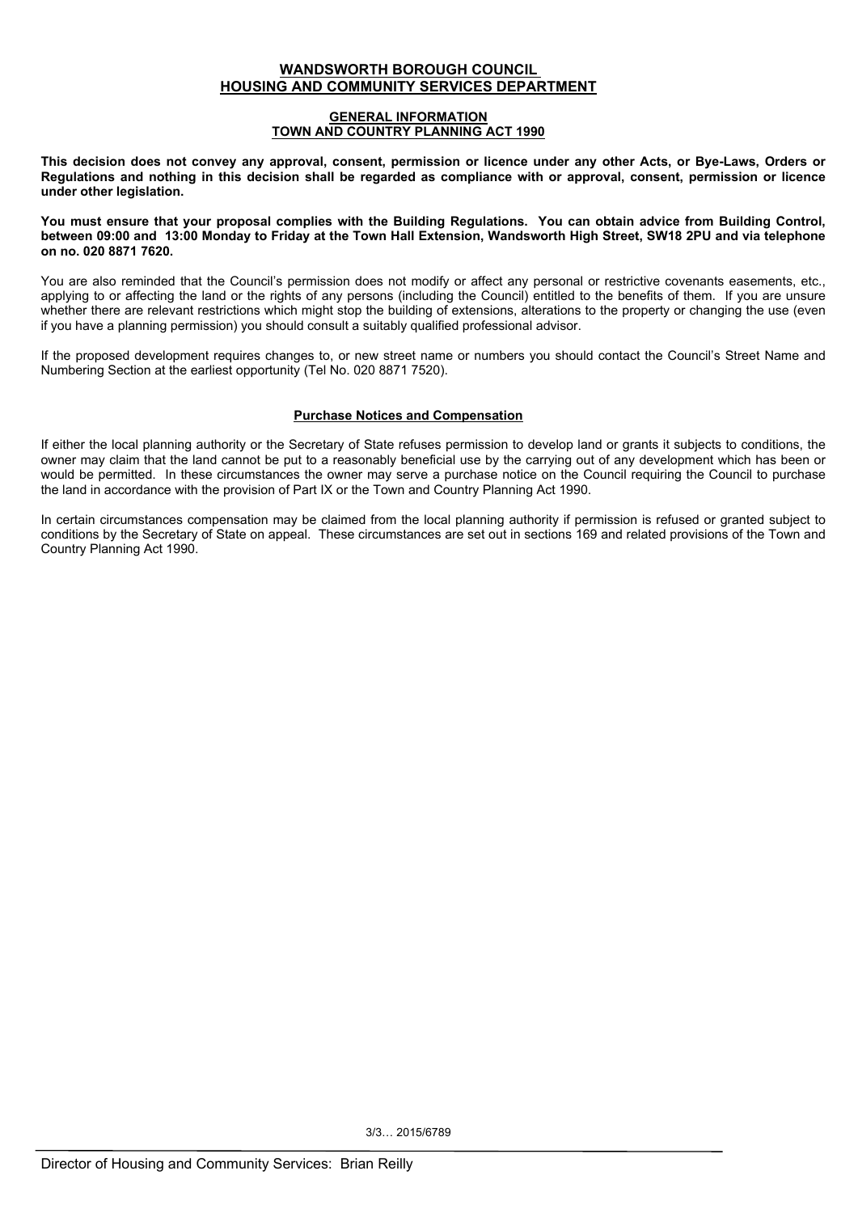**WANDSWORTH BOROUGH COUNCIL**
**HOUSING AND COMMUNITY SERVICES DEPARTMENT**

**GENERAL INFORMATION**
**TOWN AND COUNTRY PLANNING ACT 1990**

**This decision does not convey any approval, consent, permission or licence under any other Acts, or Bye-Laws, Orders or Regulations and nothing in this decision shall be regarded as compliance with or approval, consent, permission or licence under other legislation.**

**You must ensure that your proposal complies with the Building Regulations. You can obtain advice from Building Control, between 09:00 and 13:00 Monday to Friday at the Town Hall Extension, Wandsworth High Street, SW18 2PU and via telephone on no. 020 8871 7620.**

You are also reminded that the Council's permission does not modify or affect any personal or restrictive covenants easements, etc., applying to or affecting the land or the rights of any persons (including the Council) entitled to the benefits of them. If you are unsure whether there are relevant restrictions which might stop the building of extensions, alterations to the property or changing the use (even if you have a planning permission) you should consult a suitably qualified professional advisor.

If the proposed development requires changes to, or new street name or numbers you should contact the Council's Street Name and Numbering Section at the earliest opportunity (Tel No. 020 8871 7520).

**Purchase Notices and Compensation**

If either the local planning authority or the Secretary of State refuses permission to develop land or grants it subjects to conditions, the owner may claim that the land cannot be put to a reasonably beneficial use by the carrying out of any development which has been or would be permitted. In these circumstances the owner may serve a purchase notice on the Council requiring the Council to purchase the land in accordance with the provision of Part IX or the Town and Country Planning Act 1990.

In certain circumstances compensation may be claimed from the local planning authority if permission is refused or granted subject to conditions by the Secretary of State on appeal. These circumstances are set out in sections 169 and related provisions of the Town and Country Planning Act 1990.

3/3… 2015/6789

Director of Housing and Community Services: Brian Reilly